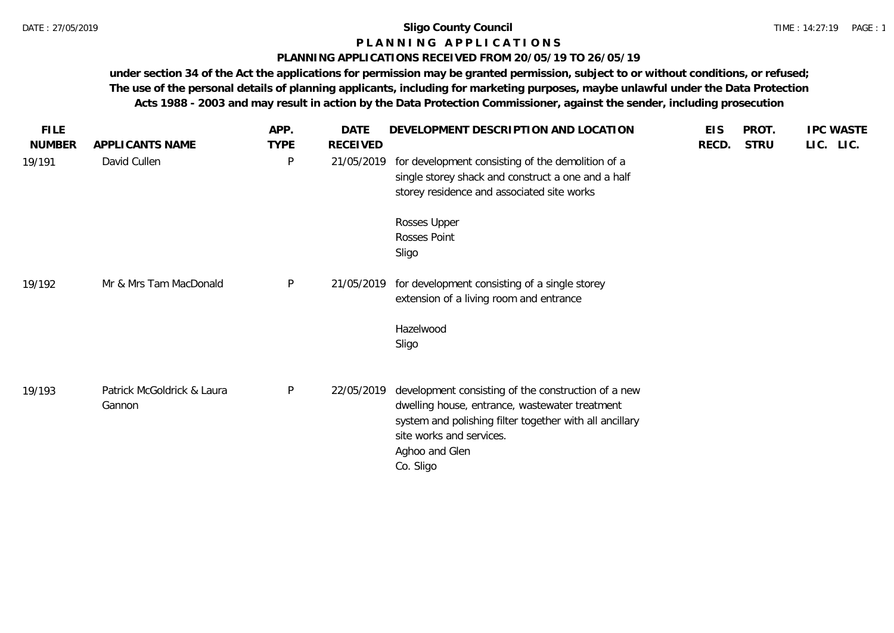# Sligo County Council

## P L A N N I N G   A P P L I C A T I O N S

### PLANNING APPLICATIONS RECEIVED FROM 20/05/19 TO 26/05/19

**under section 34 of the Act the applications for permission may be granted permission, subject to or without conditions, or refused; The use of the personal details of planning applicants, including for marketing purposes, maybe unlawful under the Data Protection Acts 1988 - 2003 and may result in action by the Data Protection Commissioner, against the sender, including prosecution**

| FILE NUMBER | APPLICANTS NAME | APP. TYPE | DATE RECEIVED | DEVELOPMENT DESCRIPTION AND LOCATION | EIS RECD. | PROT. STRU | IPC LIC. | WASTE LIC. |
|---|---|---|---|---|---|---|---|---|
| 19/191 | David Cullen | P | 21/05/2019 | for development consisting of the demolition of a single storey shack and construct a one and a half storey residence and associated site works<br><br>Rosses Upper<br>Rosses Point<br>Sligo | | | | |
| 19/192 | Mr & Mrs Tam MacDonald | P | 21/05/2019 | for development consisting of a single storey extension of a living room and entrance<br><br>Hazelwood<br>Sligo | | | | |
| 19/193 | Patrick McGoldrick & Laura Gannon | P | 22/05/2019 | development consisting of the construction of a new dwelling house, entrance, wastewater treatment system and polishing filter together with all ancillary site works and services.<br>Aghoo and Glen<br>Co. Sligo | | | | |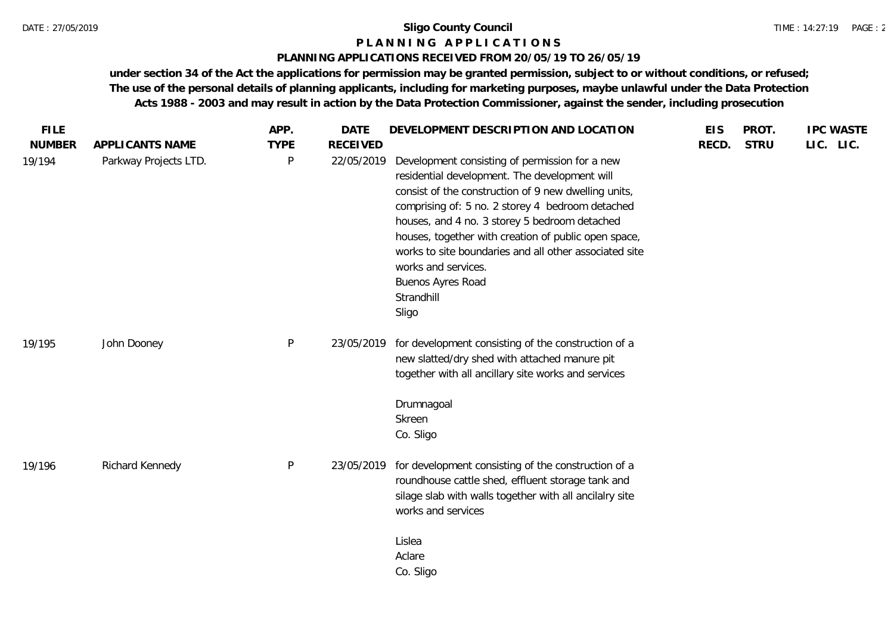# Sligo County Council

## P L A N N I N G   A P P L I C A T I O N S

### PLANNING APPLICATIONS RECEIVED FROM 20/05/19 TO 26/05/19

**under section 34 of the Act the applications for permission may be granted permission, subject to or without conditions, or refused; The use of the personal details of planning applicants, including for marketing purposes, maybe unlawful under the Data Protection Acts 1988 - 2003 and may result in action by the Data Protection Commissioner, against the sender, including prosecution**

| FILE NUMBER | APPLICANTS NAME | APP. TYPE | DATE RECEIVED | DEVELOPMENT DESCRIPTION AND LOCATION | EIS RECD. | PROT. STRU | IPC LIC. | WASTE LIC. |
|---|---|---|---|---|---|---|---|---|
| 19/194 | Parkway Projects LTD. | P | 22/05/2019 | Development consisting of permission for a new residential development. The development will consist of the construction of 9 new dwelling units, comprising of: 5 no. 2 storey 4 bedroom detached houses, and 4 no. 3 storey 5 bedroom detached houses, together with creation of public open space, works to site boundaries and all other associated site works and services.<br>Buenos Ayres Road<br>Strandhill<br>Sligo | | | | |
| 19/195 | John Dooney | P | 23/05/2019 | for development consisting of the construction of a new slatted/dry shed with attached manure pit together with all ancillary site works and services<br><br>Drumnagoal<br>Skreen<br>Co. Sligo | | | | |
| 19/196 | Richard Kennedy | P | 23/05/2019 | for development consisting of the construction of a roundhouse cattle shed, effluent storage tank and silage slab with walls together with all ancilalry site works and services<br><br>Lislea<br>Aclare<br>Co. Sligo | | | | |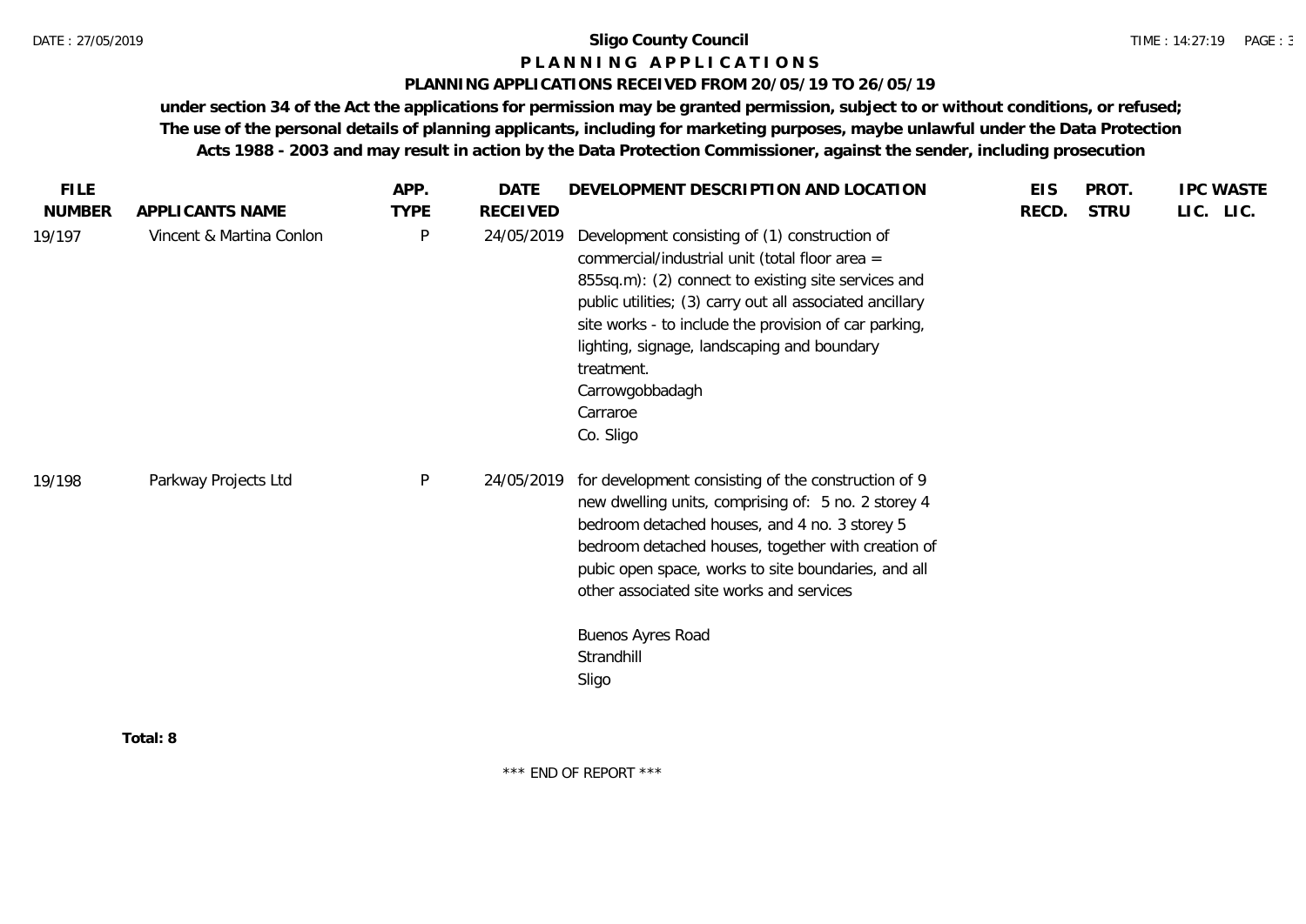**Sligo County Council**

**P L A N N I N G   A P P L I C A T I O N S**

**PLANNING APPLICATIONS RECEIVED FROM 20/05/19 TO 26/05/19**

**under section 34 of the Act the applications for permission may be granted permission, subject to or without conditions, or refused; The use of the personal details of planning applicants, including for marketing purposes, maybe unlawful under the Data Protection Acts 1988 - 2003 and may result in action by the Data Protection Commissioner, against the sender, including prosecution**

| FILE NUMBER | APPLICANTS NAME | APP. TYPE | DATE RECEIVED | DEVELOPMENT DESCRIPTION AND LOCATION | EIS RECD. | PROT. STRU | IPC LIC. | WASTE LIC. |
|---|---|---|---|---|---|---|---|---|
| 19/197 | Vincent & Martina Conlon | P | 24/05/2019 | Development consisting of (1) construction of commercial/industrial unit (total floor area = 855sq.m): (2) connect to existing site services and public utilities; (3) carry out all associated ancillary site works - to include the provision of car parking, lighting, signage, landscaping and boundary treatment.<br>Carrowgobbadagh<br>Carraroe<br>Co. Sligo | | | | |
| 19/198 | Parkway Projects Ltd | P | 24/05/2019 | for development consisting of the construction of 9 new dwelling units, comprising of: 5 no. 2 storey 4 bedroom detached houses, and 4 no. 3 storey 5 bedroom detached houses, together with creation of pubic open space, works to site boundaries, and all other associated site works and services<br><br>Buenos Ayres Road<br>Strandhill<br>Sligo | | | | |

**Total: 8**

\*\*\* END OF REPORT \*\*\*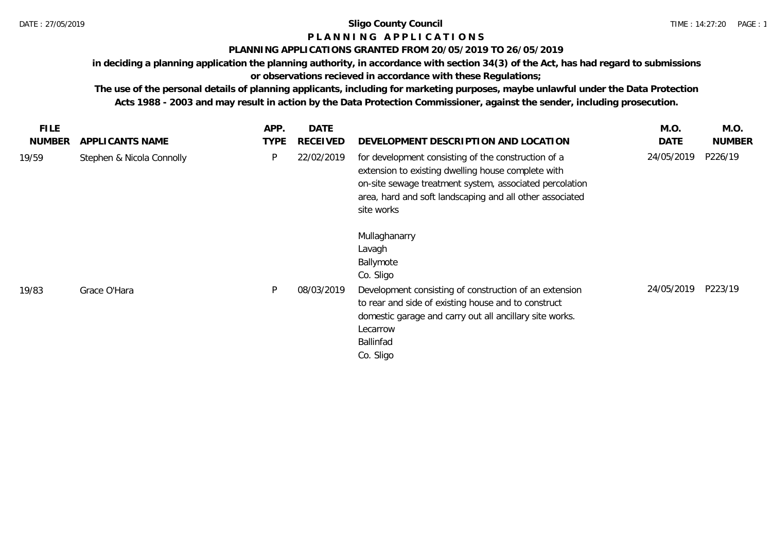**Sloigo County Council**

# P L A N N I N G   A P P L I C A T I O N S

## PLANNING APPLICATIONS GRANTED FROM 20/05/2019 TO 26/05/2019

**in deciding a planning application the planning authority, in accordance with section 34(3) of the Act, has had regard to submissions or observations recieved in accordance with these Regulations;**

**The use of the personal details of planning applicants, including for marketing purposes, maybe unlawful under the Data Protection Acts 1988 - 2003 and may result in action by the Data Protection Commissioner, against the sender, including prosecution.**

| FILE NUMBER | APPLICANTS NAME | APP. TYPE | DATE RECEIVED | DEVELOPMENT DESCRIPTION AND LOCATION | M.O. DATE | M.O. NUMBER |
|---|---|---|---|---|---|---|
| 19/59 | Stephen & Nicola Connolly | P | 22/02/2019 | for development consisting of the construction of a extension to existing dwelling house complete with on-site sewage treatment system, associated percolation area, hard and soft landscaping and all other associated site works<br><br>Mullaghanarry<br>Lavagh<br>Ballymote<br>Co. Sligo | 24/05/2019 | P226/19 |
| 19/83 | Grace O'Hara | P | 08/03/2019 | Development consisting of construction of an extension to rear and side of existing house and to construct domestic garage and carry out all ancillary site works.<br>Lecarrow<br>Ballinfad<br>Co. Sligo | 24/05/2019 | P223/19 |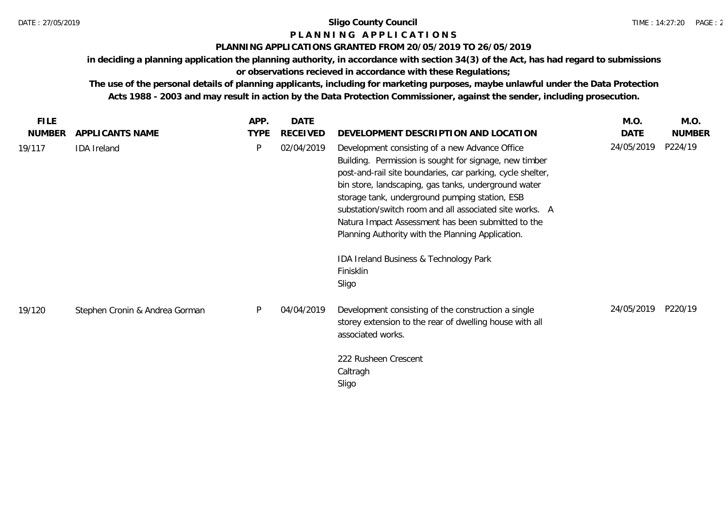**Sligo County Council**

**P L A N N I N G   A P P L I C A T I O N S**

**PLANNING APPLICATIONS GRANTED FROM 20/05/2019 TO 26/05/2019**

**in deciding a planning application the planning authority, in accordance with section 34(3) of the Act, has had regard to submissions or observations recieved in accordance with these Regulations;**

**The use of the personal details of planning applicants, including for marketing purposes, maybe unlawful under the Data Protection Acts 1988 - 2003 and may result in action by the Data Protection Commissioner, against the sender, including prosecution.**

| FILE NUMBER | APPLICANTS NAME | APP. TYPE | DATE RECEIVED | DEVELOPMENT DESCRIPTION AND LOCATION | M.O. DATE | M.O. NUMBER |
|---|---|---|---|---|---|---|
| 19/117 | IDA Ireland | P | 02/04/2019 | Development consisting of a new Advance Office Building. Permission is sought for signage, new timber post-and-rail site boundaries, car parking, cycle shelter, bin store, landscaping, gas tanks, underground water storage tank, underground pumping station, ESB substation/switch room and all associated site works. A Natura Impact Assessment has been submitted to the Planning Authority with the Planning Application.<br><br>IDA Ireland Business & Technology Park<br>Finisklin<br>Sligo | 24/05/2019 | P224/19 |
| 19/120 | Stephen Cronin & Andrea Gorman | P | 04/04/2019 | Development consisting of the construction a single storey extension to the rear of dwelling house with all associated works.<br><br>222 Rusheen Crescent<br>Caltragh<br>Sligo | 24/05/2019 | P220/19 |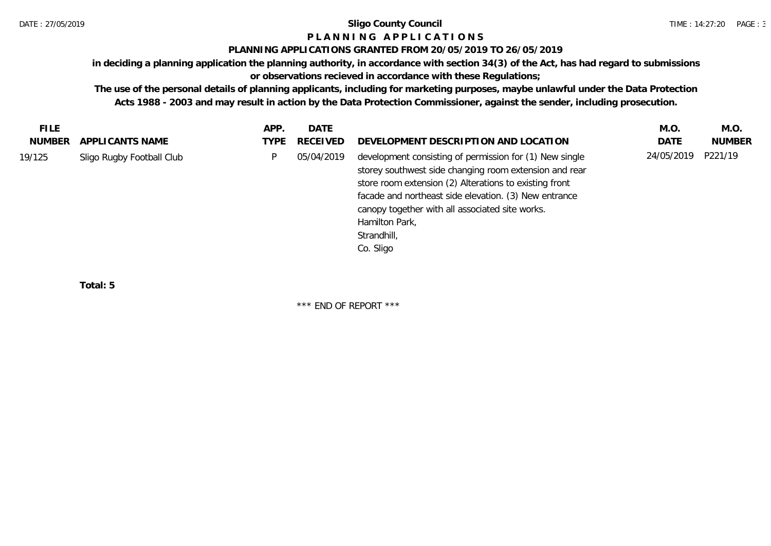# Sligo County Council

## P L A N N I N G   A P P L I C A T I O N S

### PLANNING APPLICATIONS GRANTED FROM 20/05/2019 TO 26/05/2019

**in deciding a planning application the planning authority, in accordance with section 34(3) of the Act, has had regard to submissions or observations recieved in accordance with these Regulations;**

**The use of the personal details of planning applicants, including for marketing purposes, maybe unlawful under the Data Protection Acts 1988 - 2003 and may result in action by the Data Protection Commissioner, against the sender, including prosecution.**

| FILE NUMBER | APPLICANTS NAME | APP. TYPE | DATE RECEIVED | DEVELOPMENT DESCRIPTION AND LOCATION | M.O. DATE | M.O. NUMBER |
|---|---|---|---|---|---|---|
| 19/125 | Sligo Rugby Football Club | P | 05/04/2019 | development consisting of permission for (1) New single storey southwest side changing room extension and rear store room extension (2) Alterations to existing front facade and northeast side elevation. (3) New entrance canopy together with all associated site works. Hamilton Park, Strandhill, Co. Sligo | 24/05/2019 | P221/19 |

**Total: 5**

\*\*\* END OF REPORT \*\*\*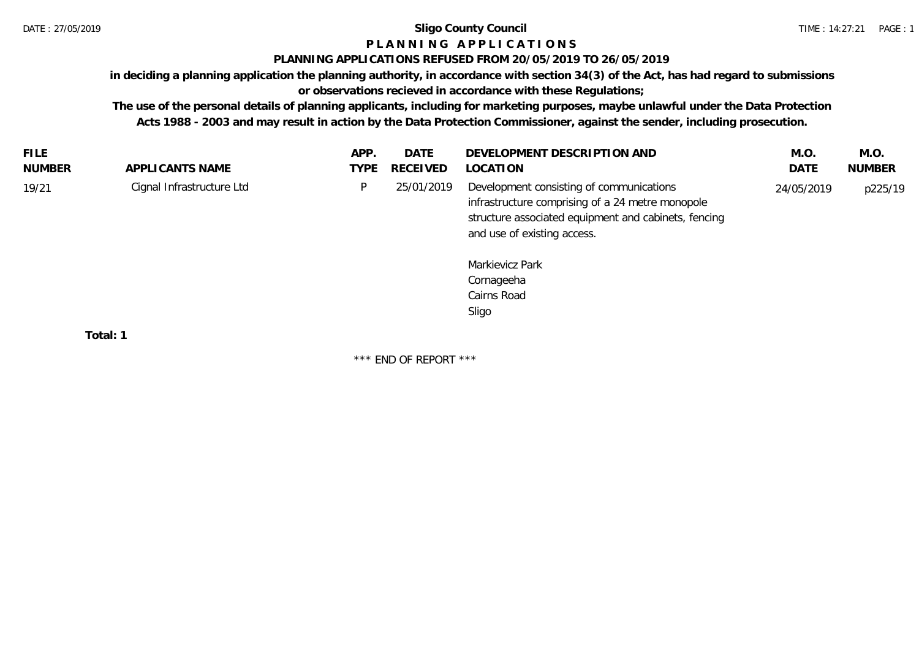# Sligo County Council

## P L A N N I N G   A P P L I C A T I O N S

### PLANNING APPLICATIONS REFUSED FROM 20/05/2019 TO 26/05/2019

**in deciding a planning application the planning authority, in accordance with section 34(3) of the Act, has had regard to submissions or observations recieved in accordance with these Regulations;**

**The use of the personal details of planning applicants, including for marketing purposes, maybe unlawful under the Data Protection Acts 1988 - 2003 and may result in action by the Data Protection Commissioner, against the sender, including prosecution.**

| FILE NUMBER | APPLICANTS NAME | APP. TYPE | DATE RECEIVED | DEVELOPMENT DESCRIPTION AND LOCATION | M.O. DATE | M.O. NUMBER |
|---|---|---|---|---|---|---|
| 19/21 | Cignal Infrastructure Ltd | P | 25/01/2019 | Development consisting of communications infrastructure comprising of a 24 metre monopole structure associated equipment and cabinets, fencing and use of existing access.<br><br>Markievicz Park<br>Cornageeha<br>Cairns Road<br>Sligo | 24/05/2019 | p225/19 |

**Total: 1**

\*\*\* END OF REPORT \*\*\*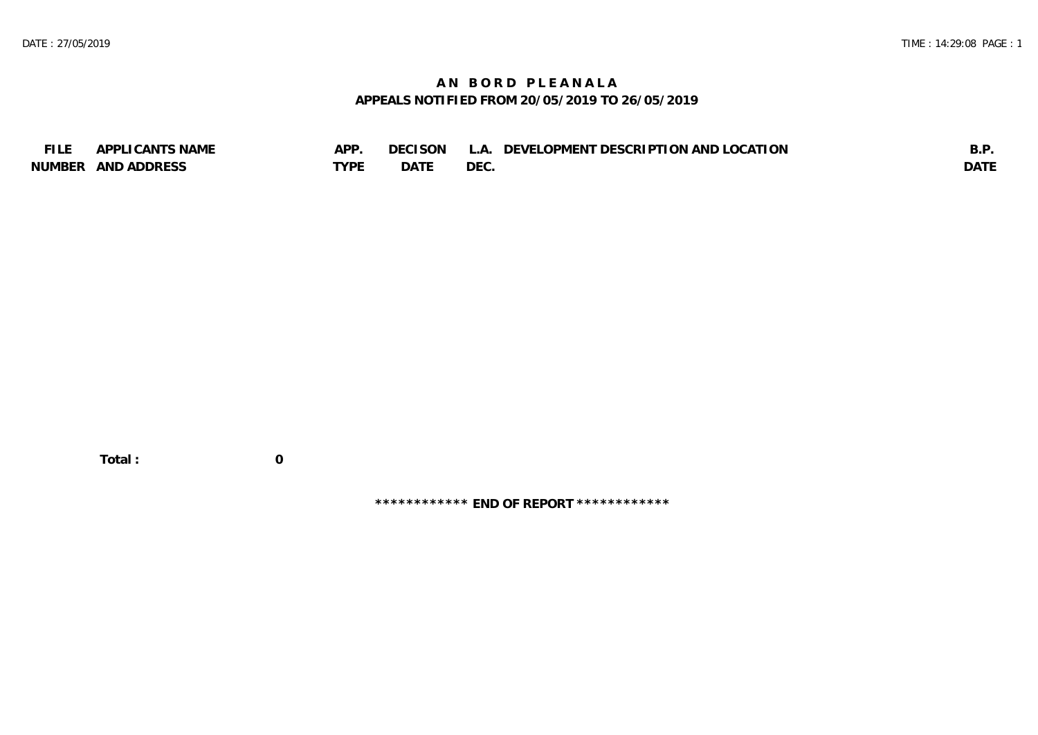# AN BORD PLEANALA

## APPEALS NOTIFIED FROM 20/05/2019 TO 26/05/2019

| FILE NUMBER | APPLICANTS NAME AND ADDRESS | APP. TYPE | DECISON DATE | L.A. DEC. | DEVELOPMENT DESCRIPTION AND LOCATION | B.P. DATE |
|---|---|---|---|---|---|---|

**Total : 0**

**\*\*\*\*\*\*\*\*\*\*\*\* END OF REPORT \*\*\*\*\*\*\*\*\*\*\*\***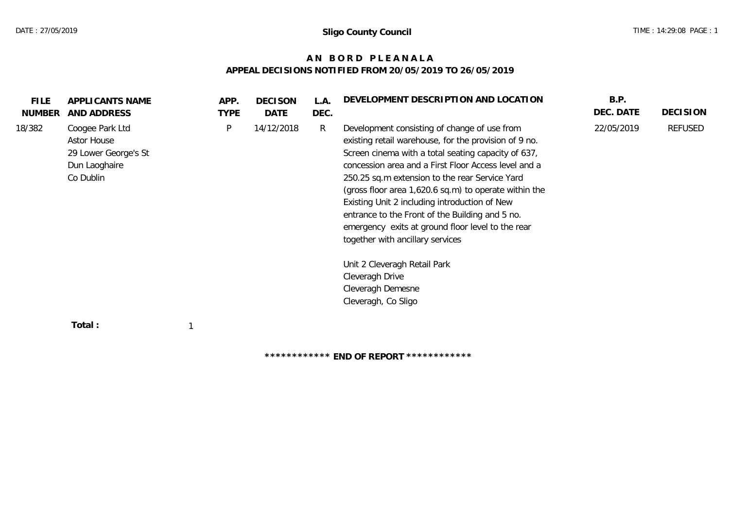**Sligo County Council**

# AN BORD PLEANALA
## APPEAL DECISIONS NOTIFIED FROM 20/05/2019 TO 26/05/2019

| FILE NUMBER | APPLICANTS NAME AND ADDRESS | APP. TYPE | DECISON DATE | L.A. DEC. | DEVELOPMENT DESCRIPTION AND LOCATION | B.P. DEC. DATE | DECISION |
|---|---|---|---|---|---|---|---|
| 18/382 | Coogee Park Ltd<br>Astor House<br>29 Lower George's St<br>Dun Laoghaire<br>Co Dublin | P | 14/12/2018 | R | Development consisting of change of use from existing retail warehouse, for the provision of 9 no. Screen cinema with a total seating capacity of 637, concession area and a First Floor Access level and a 250.25 sq.m extension to the rear Service Yard (gross floor area 1,620.6 sq.m) to operate within the Existing Unit 2 including introduction of New entrance to the Front of the Building and 5 no. emergency exits at ground floor level to the rear together with ancillary services<br><br>Unit 2 Cleveragh Retail Park<br>Cleveragh Drive<br>Cleveragh Demesne<br>Cleveragh, Co Sligo | 22/05/2019 | REFUSED |

**Total :** 1

************ **END OF REPORT** ************